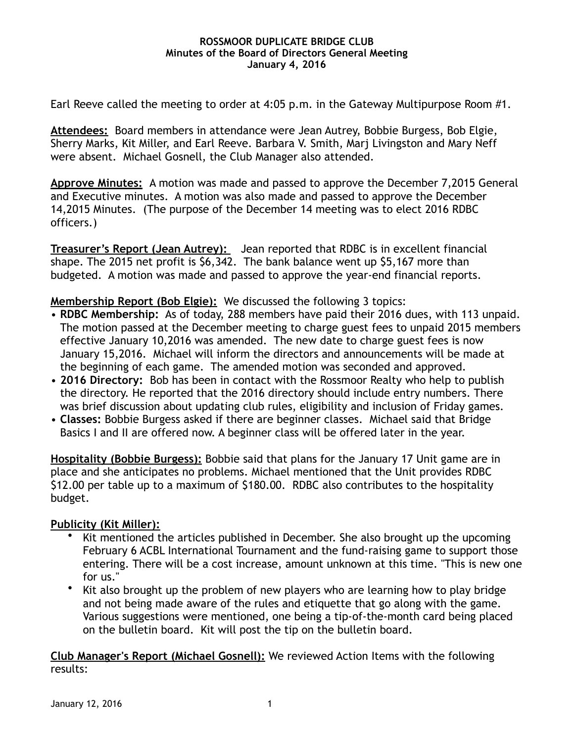**ROSSMOOR DUPLICATE BRIDGE CLUB**
**Minutes of the Board of Directors General Meeting**
**January 4, 2016**

Earl Reeve called the meeting to order at 4:05 p.m. in the Gateway Multipurpose Room #1.

**Attendees:** Board members in attendance were Jean Autrey, Bobbie Burgess, Bob Elgie, Sherry Marks, Kit Miller, and Earl Reeve. Barbara V. Smith, Marj Livingston and Mary Neff were absent. Michael Gosnell, the Club Manager also attended.

**Approve Minutes:** A motion was made and passed to approve the December 7,2015 General and Executive minutes. A motion was also made and passed to approve the December 14,2015 Minutes. (The purpose of the December 14 meeting was to elect 2016 RDBC officers.)

**Treasurer's Report (Jean Autrey):** Jean reported that RDBC is in excellent financial shape. The 2015 net profit is $6,342. The bank balance went up $5,167 more than budgeted. A motion was made and passed to approve the year-end financial reports.

**Membership Report (Bob Elgie):** We discussed the following 3 topics:

- **RDBC Membership:** As of today, 288 members have paid their 2016 dues, with 113 unpaid. The motion passed at the December meeting to charge guest fees to unpaid 2015 members effective January 10,2016 was amended. The new date to charge guest fees is now January 15,2016. Michael will inform the directors and announcements will be made at the beginning of each game. The amended motion was seconded and approved.
- **2016 Directory:** Bob has been in contact with the Rossmoor Realty who help to publish the directory. He reported that the 2016 directory should include entry numbers. There was brief discussion about updating club rules, eligibility and inclusion of Friday games.
- **Classes:** Bobbie Burgess asked if there are beginner classes. Michael said that Bridge Basics I and II are offered now. A beginner class will be offered later in the year.

**Hospitality (Bobbie Burgess):** Bobbie said that plans for the January 17 Unit game are in place and she anticipates no problems. Michael mentioned that the Unit provides RDBC $12.00 per table up to a maximum of $180.00. RDBC also contributes to the hospitality budget.

**Publicity (Kit Miller):**

- Kit mentioned the articles published in December. She also brought up the upcoming February 6 ACBL International Tournament and the fund-raising game to support those entering. There will be a cost increase, amount unknown at this time. "This is new one for us."
- Kit also brought up the problem of new players who are learning how to play bridge and not being made aware of the rules and etiquette that go along with the game. Various suggestions were mentioned, one being a tip-of-the-month card being placed on the bulletin board. Kit will post the tip on the bulletin board.

**Club Manager's Report (Michael Gosnell):** We reviewed Action Items with the following results: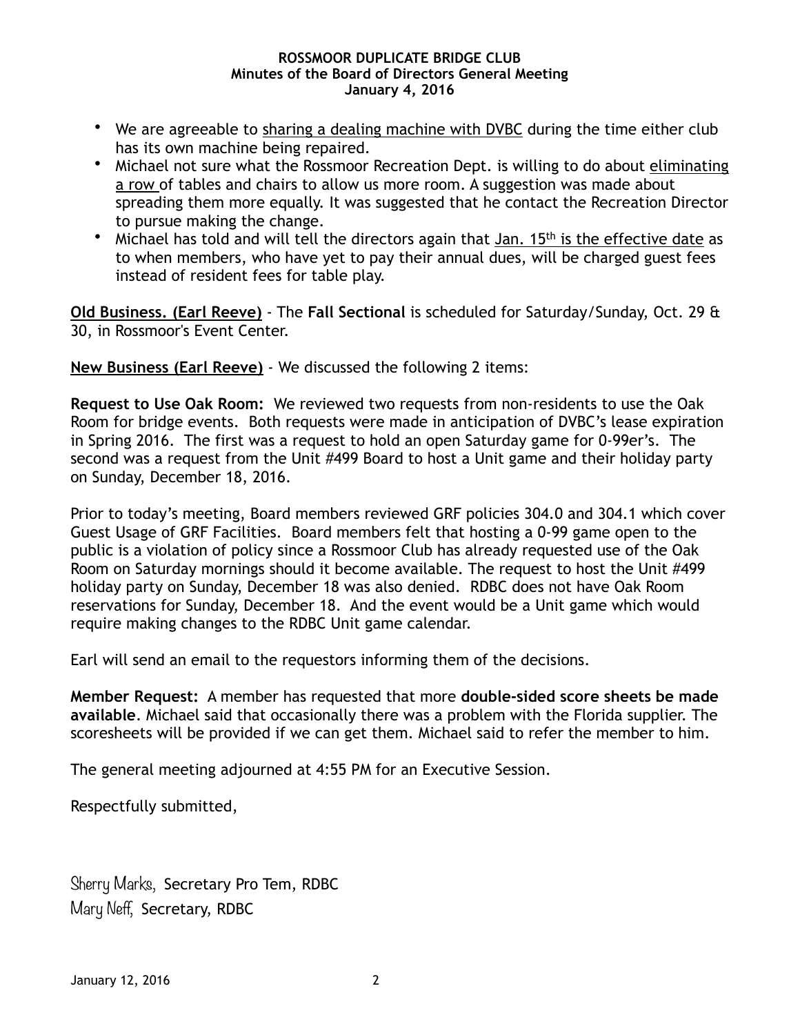- We are agreeable to sharing a dealing machine with DVBC during the time either club has its own machine being repaired.
- Michael not sure what the Rossmoor Recreation Dept. is willing to do about eliminating a row of tables and chairs to allow us more room. A suggestion was made about spreading them more equally. It was suggested that he contact the Recreation Director to pursue making the change.
- Michael has told and will tell the directors again that Jan. 15th is the effective date as to when members, who have yet to pay their annual dues, will be charged guest fees instead of resident fees for table play.

**Old Business. (Earl Reeve)** - The **Fall Sectional** is scheduled for Saturday/Sunday, Oct. 29 & 30, in Rossmoor's Event Center.

**New Business (Earl Reeve)** - We discussed the following 2 items:

**Request to Use Oak Room:** We reviewed two requests from non-residents to use the Oak Room for bridge events. Both requests were made in anticipation of DVBC's lease expiration in Spring 2016. The first was a request to hold an open Saturday game for 0-99er's. The second was a request from the Unit #499 Board to host a Unit game and their holiday party on Sunday, December 18, 2016.

Prior to today's meeting, Board members reviewed GRF policies 304.0 and 304.1 which cover Guest Usage of GRF Facilities. Board members felt that hosting a 0-99 game open to the public is a violation of policy since a Rossmoor Club has already requested use of the Oak Room on Saturday mornings should it become available. The request to host the Unit #499 holiday party on Sunday, December 18 was also denied. RDBC does not have Oak Room reservations for Sunday, December 18. And the event would be a Unit game which would require making changes to the RDBC Unit game calendar.

Earl will send an email to the requestors informing them of the decisions.

**Member Request:** A member has requested that more **double-sided score sheets be made available**. Michael said that occasionally there was a problem with the Florida supplier. The scoresheets will be provided if we can get them. Michael said to refer the member to him.

The general meeting adjourned at 4:55 PM for an Executive Session.

Respectfully submitted,

Sherry Marks, Secretary Pro Tem, RDBC
Mary Neff, Secretary, RDBC

January 12, 2016